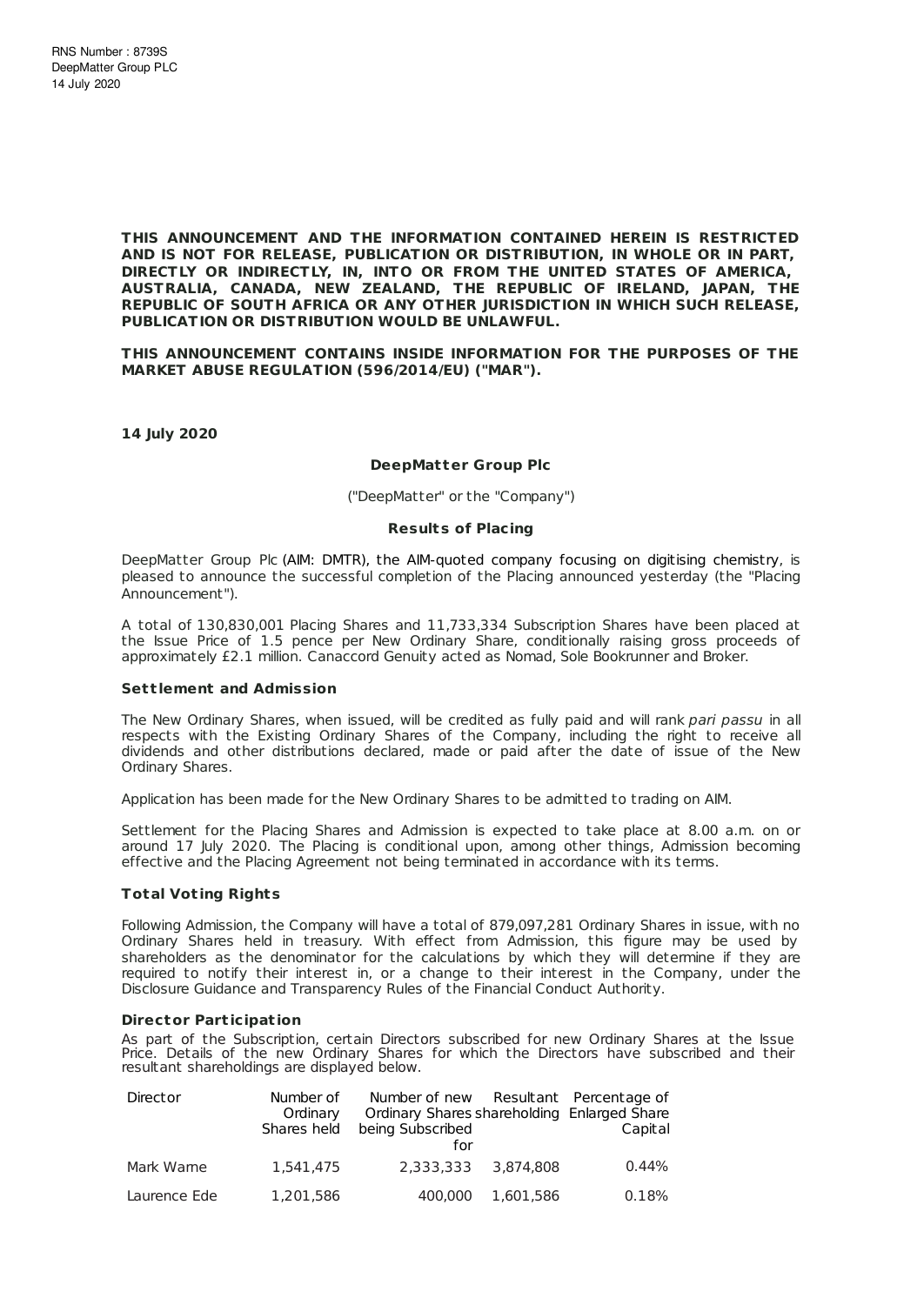RNS Number : 8739S
DeepMatter Group PLC
14 July 2020

**THIS ANNOUNCEMENT AND THE INFORMATION CONTAINED HEREIN IS RESTRICTED AND IS NOT FOR RELEASE, PUBLICATION OR DISTRIBUTION, IN WHOLE OR IN PART, DIRECTLY OR INDIRECTLY, IN, INTO OR FROM THE UNITED STATES OF AMERICA, AUSTRALIA, CANADA, NEW ZEALAND, THE REPUBLIC OF IRELAND, JAPAN, THE REPUBLIC OF SOUTH AFRICA OR ANY OTHER JURISDICTION IN WHICH SUCH RELEASE, PUBLICATION OR DISTRIBUTION WOULD BE UNLAWFUL.**

**THIS ANNOUNCEMENT CONTAINS INSIDE INFORMATION FOR THE PURPOSES OF THE MARKET ABUSE REGULATION (596/2014/EU) ("MAR").**

**14 July 2020**

**DeepMatter Group Plc**

("DeepMatter" or the "Company")

**Results of Placing**

DeepMatter Group Plc (AIM: DMTR), the AIM-quoted company focusing on digitising chemistry, is pleased to announce the successful completion of the Placing announced yesterday (the "Placing Announcement").

A total of 130,830,001 Placing Shares and 11,733,334 Subscription Shares have been placed at the Issue Price of 1.5 pence per New Ordinary Share, conditionally raising gross proceeds of approximately £2.1 million. Canaccord Genuity acted as Nomad, Sole Bookrunner and Broker.

**Settlement and Admission**

The New Ordinary Shares, when issued, will be credited as fully paid and will rank *pari passu* in all respects with the Existing Ordinary Shares of the Company, including the right to receive all dividends and other distributions declared, made or paid after the date of issue of the New Ordinary Shares.

Application has been made for the New Ordinary Shares to be admitted to trading on AIM.

Settlement for the Placing Shares and Admission is expected to take place at 8.00 a.m. on or around 17 July 2020. The Placing is conditional upon, among other things, Admission becoming effective and the Placing Agreement not being terminated in accordance with its terms.

**Total Voting Rights**

Following Admission, the Company will have a total of 879,097,281 Ordinary Shares in issue, with no Ordinary Shares held in treasury. With effect from Admission, this figure may be used by shareholders as the denominator for the calculations by which they will determine if they are required to notify their interest in, or a change to their interest in the Company, under the Disclosure Guidance and Transparency Rules of the Financial Conduct Authority.

**Director Participation**

As part of the Subscription, certain Directors subscribed for new Ordinary Shares at the Issue Price. Details of the new Ordinary Shares for which the Directors have subscribed and their resultant shareholdings are displayed below.

| Director | Number of Ordinary Shares held | Number of new Ordinary Shares being Subscribed for | Resultant shareholding | Percentage of Enlarged Share Capital |
|---|---|---|---|---|
| Mark Warne | 1,541,475 | 2,333,333 | 3,874,808 | 0.44% |
| Laurence Ede | 1,201,586 | 400,000 | 1,601,586 | 0.18% |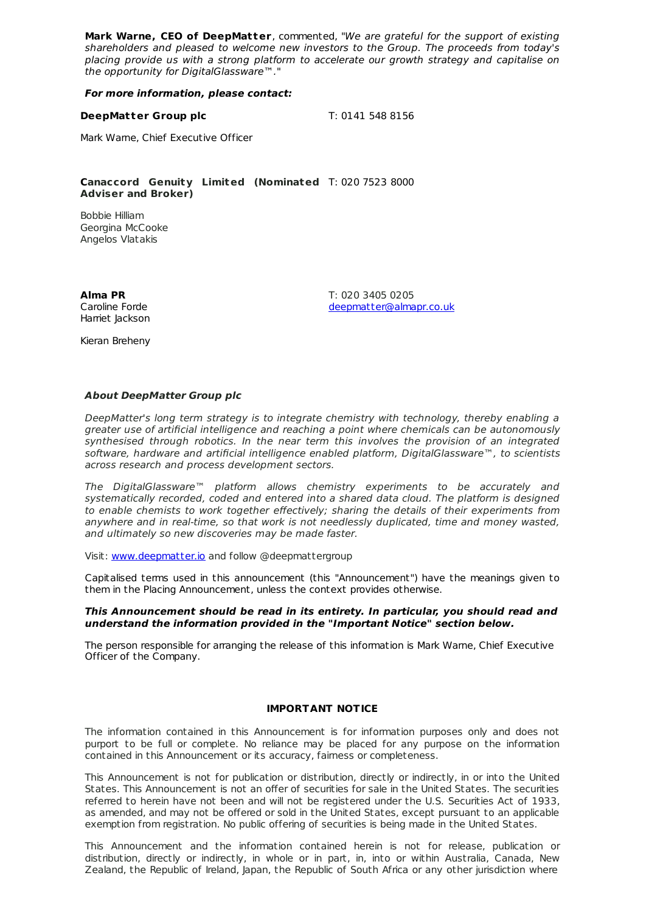**Mark Warne, CEO of DeepMatter**, commented, "*We are grateful for the support of existing shareholders and pleased to welcome new investors to the Group. The proceeds from today's placing provide us with a strong platform to accelerate our growth strategy and capitalise on the opportunity for DigitalGlassware™.*"

***For more information, please contact:***

| | |
|---|---|
| **DeepMatter Group plc** | T: 0141 548 8156 |
| Mark Warne, Chief Executive Officer | |
| **Canaccord Genuity Limited (Nominated Adviser and Broker)** | T: 020 7523 8000 |
| Bobbie Hilliam<br>Georgina McCooke<br>Angelos Vlatakis | |
| **Alma PR**<br>Caroline Forde<br>Harriet Jackson | T: 020 3405 0205<br>deepmatter@almapr.co.uk |
| Kieran Breheny | |

***About DeepMatter Group plc***

*DeepMatter's long term strategy is to integrate chemistry with technology, thereby enabling a greater use of artificial intelligence and reaching a point where chemicals can be autonomously synthesised through robotics. In the near term this involves the provision of an integrated software, hardware and artificial intelligence enabled platform, DigitalGlassware™, to scientists across research and process development sectors.*

*The DigitalGlassware™ platform allows chemistry experiments to be accurately and systematically recorded, coded and entered into a shared data cloud. The platform is designed to enable chemists to work together effectively; sharing the details of their experiments from anywhere and in real-time, so that work is not needlessly duplicated, time and money wasted, and ultimately so new discoveries may be made faster.*

Visit: www.deepmatter.io and follow @deepmattergroup

Capitalised terms used in this announcement (this "Announcement") have the meanings given to them in the Placing Announcement, unless the context provides otherwise.

***This Announcement should be read in its entirety. In particular, you should read and understand the information provided in the "Important Notice" section below.***

The person responsible for arranging the release of this information is Mark Warne, Chief Executive Officer of the Company.

**IMPORTANT NOTICE**

The information contained in this Announcement is for information purposes only and does not purport to be full or complete. No reliance may be placed for any purpose on the information contained in this Announcement or its accuracy, fairness or completeness.

This Announcement is not for publication or distribution, directly or indirectly, in or into the United States. This Announcement is not an offer of securities for sale in the United States. The securities referred to herein have not been and will not be registered under the U.S. Securities Act of 1933, as amended, and may not be offered or sold in the United States, except pursuant to an applicable exemption from registration. No public offering of securities is being made in the United States.

This Announcement and the information contained herein is not for release, publication or distribution, directly or indirectly, in whole or in part, in, into or within Australia, Canada, New Zealand, the Republic of Ireland, Japan, the Republic of South Africa or any other jurisdiction where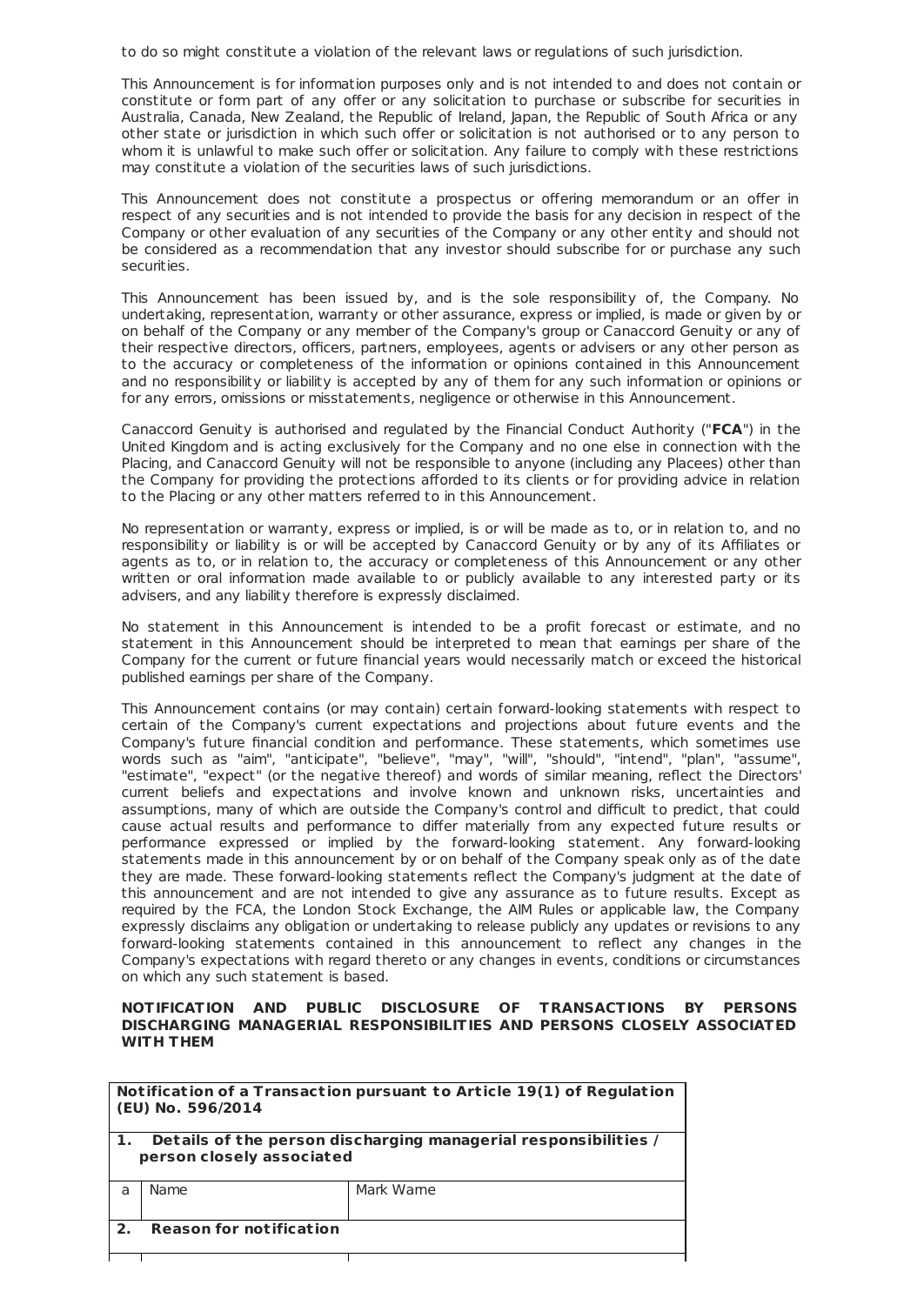to do so might constitute a violation of the relevant laws or regulations of such jurisdiction.

This Announcement is for information purposes only and is not intended to and does not contain or constitute or form part of any offer or any solicitation to purchase or subscribe for securities in Australia, Canada, New Zealand, the Republic of Ireland, Japan, the Republic of South Africa or any other state or jurisdiction in which such offer or solicitation is not authorised or to any person to whom it is unlawful to make such offer or solicitation. Any failure to comply with these restrictions may constitute a violation of the securities laws of such jurisdictions.

This Announcement does not constitute a prospectus or offering memorandum or an offer in respect of any securities and is not intended to provide the basis for any decision in respect of the Company or other evaluation of any securities of the Company or any other entity and should not be considered as a recommendation that any investor should subscribe for or purchase any such securities.

This Announcement has been issued by, and is the sole responsibility of, the Company. No undertaking, representation, warranty or other assurance, express or implied, is made or given by or on behalf of the Company or any member of the Company's group or Canaccord Genuity or any of their respective directors, officers, partners, employees, agents or advisers or any other person as to the accuracy or completeness of the information or opinions contained in this Announcement and no responsibility or liability is accepted by any of them for any such information or opinions or for any errors, omissions or misstatements, negligence or otherwise in this Announcement.

Canaccord Genuity is authorised and regulated by the Financial Conduct Authority ("**FCA**") in the United Kingdom and is acting exclusively for the Company and no one else in connection with the Placing, and Canaccord Genuity will not be responsible to anyone (including any Placees) other than the Company for providing the protections afforded to its clients or for providing advice in relation to the Placing or any other matters referred to in this Announcement.

No representation or warranty, express or implied, is or will be made as to, or in relation to, and no responsibility or liability is or will be accepted by Canaccord Genuity or by any of its Affiliates or agents as to, or in relation to, the accuracy or completeness of this Announcement or any other written or oral information made available to or publicly available to any interested party or its advisers, and any liability therefore is expressly disclaimed.

No statement in this Announcement is intended to be a profit forecast or estimate, and no statement in this Announcement should be interpreted to mean that earnings per share of the Company for the current or future financial years would necessarily match or exceed the historical published earnings per share of the Company.

This Announcement contains (or may contain) certain forward-looking statements with respect to certain of the Company's current expectations and projections about future events and the Company's future financial condition and performance. These statements, which sometimes use words such as "aim", "anticipate", "believe", "may", "will", "should", "intend", "plan", "assume", "estimate", "expect" (or the negative thereof) and words of similar meaning, reflect the Directors' current beliefs and expectations and involve known and unknown risks, uncertainties and assumptions, many of which are outside the Company's control and difficult to predict, that could cause actual results and performance to differ materially from any expected future results or performance expressed or implied by the forward-looking statement. Any forward-looking statements made in this announcement by or on behalf of the Company speak only as of the date they are made. These forward-looking statements reflect the Company's judgment at the date of this announcement and are not intended to give any assurance as to future results. Except as required by the FCA, the London Stock Exchange, the AIM Rules or applicable law, the Company expressly disclaims any obligation or undertaking to release publicly any updates or revisions to any forward-looking statements contained in this announcement to reflect any changes in the Company's expectations with regard thereto or any changes in events, conditions or circumstances on which any such statement is based.

**NOTIFICATION AND PUBLIC DISCLOSURE OF TRANSACTIONS BY PERSONS DISCHARGING MANAGERIAL RESPONSIBILITIES AND PERSONS CLOSELY ASSOCIATED WITH THEM**

| **Notification of a Transaction pursuant to Article 19(1) of Regulation (EU) No. 596/2014** | | |
|---|---|---|
| **1.** | **Details of the person discharging managerial responsibilities / person closely associated** | |
| a | Name | Mark Warne |
| **2.** | **Reason for notification** | |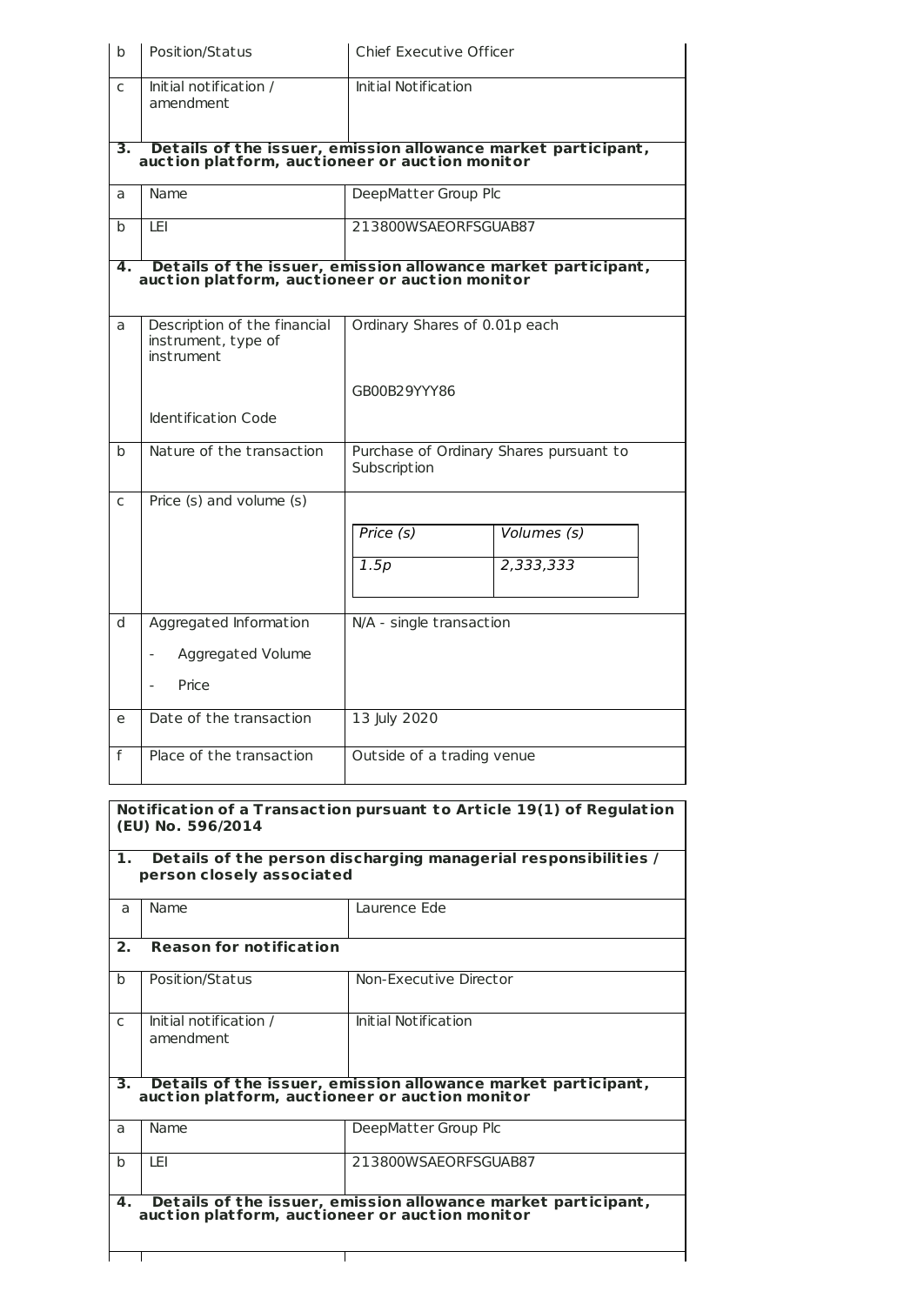| | | |
|---|---|---|
| b | Position/Status | Chief Executive Officer |
| c | Initial notification / amendment | Initial Notification |
| **3.** | **Details of the issuer, emission allowance market participant, auction platform, auctioneer or auction monitor** | |
| a | Name | DeepMatter Group Plc |
| b | LEI | 213800WSAEORFSGUAB87 |
| **4.** | **Details of the issuer, emission allowance market participant, auction platform, auctioneer or auction monitor** | |
| a | Description of the financial instrument, type of instrument<br><br>Identification Code | Ordinary Shares of 0.01p each<br><br>GB00B29YYY86 |
| b | Nature of the transaction | Purchase of Ordinary Shares pursuant to Subscription |
| c | Price (s) and volume (s) | *Price (s)*: *1.5p* — *Volumes (s)*: *2,333,333* |
| d | Aggregated Information<br>- Aggregated Volume<br>- Price | N/A - single transaction |
| e | Date of the transaction | 13 July 2020 |
| f | Place of the transaction | Outside of a trading venue |

| | | |
|---|---|---|
| **Notification of a Transaction pursuant to Article 19(1) of Regulation (EU) No. 596/2014** | | |
| **1.** | **Details of the person discharging managerial responsibilities / person closely associated** | |
| a | Name | Laurence Ede |
| **2.** | **Reason for notification** | |
| b | Position/Status | Non-Executive Director |
| c | Initial notification / amendment | Initial Notification |
| **3.** | **Details of the issuer, emission allowance market participant, auction platform, auctioneer or auction monitor** | |
| a | Name | DeepMatter Group Plc |
| b | LEI | 213800WSAEORFSGUAB87 |
| **4.** | **Details of the issuer, emission allowance market participant, auction platform, auctioneer or auction monitor** | |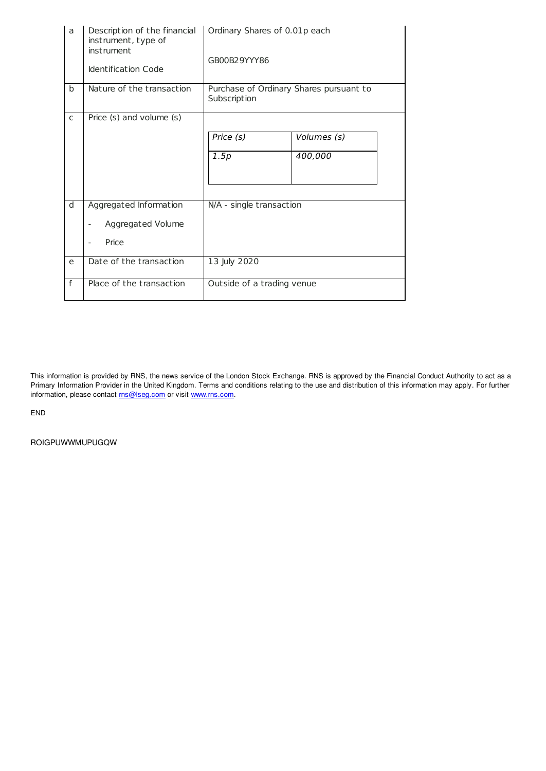| | | | |
|---|---|---|---|
| a | Description of the financial instrument, type of instrument<br><br>Identification Code | Ordinary Shares of 0.01p each<br><br>GB00B29YYY86 | |
| b | Nature of the transaction | Purchase of Ordinary Shares pursuant to Subscription | |
| c | Price (s) and volume (s) | *Price (s)* | *Volumes (s)* |
| | | *1.5p* | *400,000* |
| d | Aggregated Information<br>- Aggregated Volume<br>- Price | N/A - single transaction | |
| e | Date of the transaction | 13 July 2020 | |
| f | Place of the transaction | Outside of a trading venue | |

This information is provided by RNS, the news service of the London Stock Exchange. RNS is approved by the Financial Conduct Authority to act as a Primary Information Provider in the United Kingdom. Terms and conditions relating to the use and distribution of this information may apply. For further information, please contact rns@lseg.com or visit www.rns.com.

END

ROIGPUWWMUPUGQW